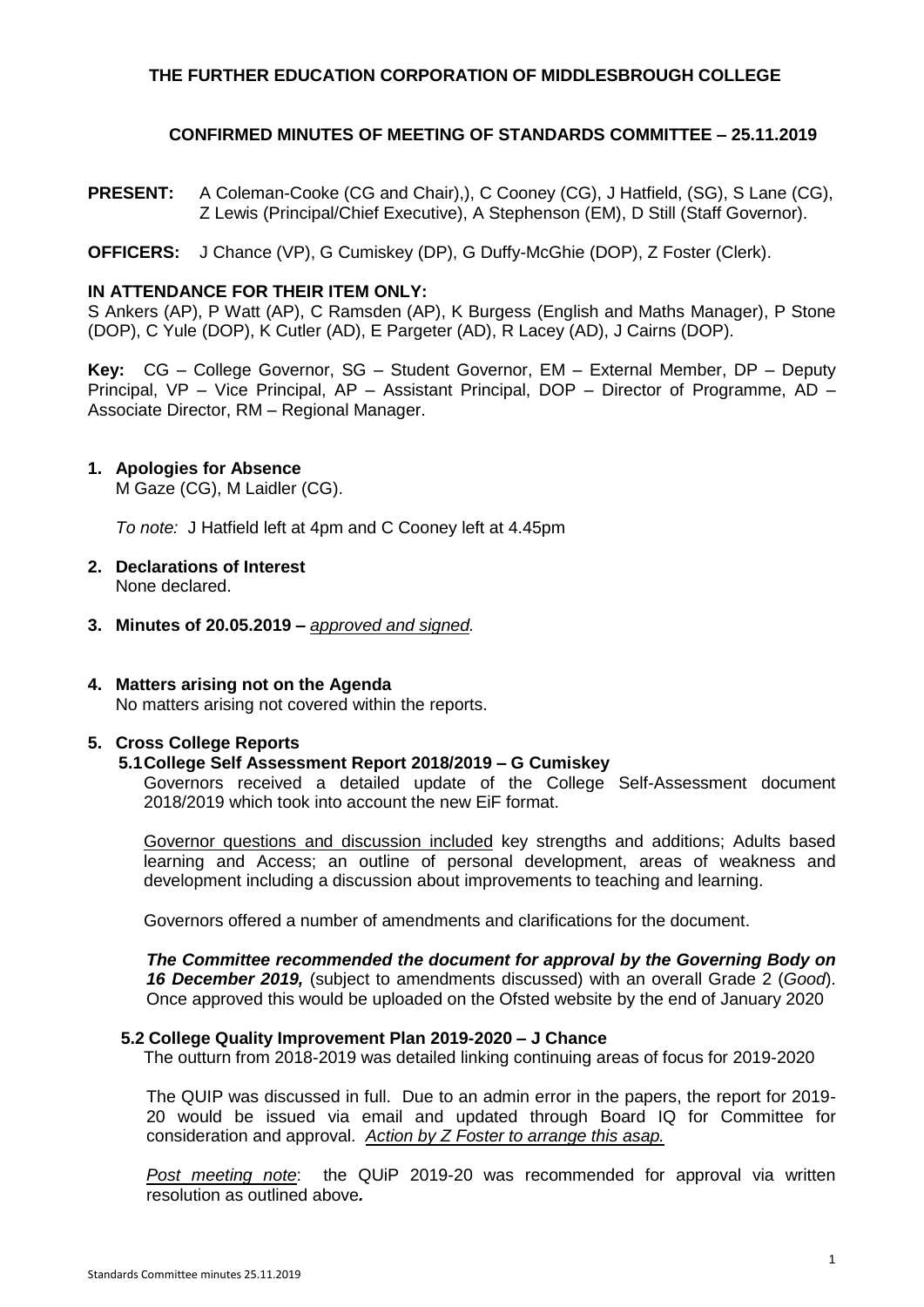**THE FURTHER EDUCATION CORPORATION OF MIDDLESBROUGH COLLEGE**

**CONFIRMED MINUTES OF MEETING OF STANDARDS COMMITTEE – 25.11.2019**

**PRESENT:** A Coleman-Cooke (CG and Chair),), C Cooney (CG), J Hatfield, (SG), S Lane (CG), Z Lewis (Principal/Chief Executive), A Stephenson (EM), D Still (Staff Governor).

**OFFICERS:** J Chance (VP), G Cumiskey (DP), G Duffy-McGhie (DOP), Z Foster (Clerk).

**IN ATTENDANCE FOR THEIR ITEM ONLY:**
S Ankers (AP), P Watt (AP), C Ramsden (AP), K Burgess (English and Maths Manager), P Stone (DOP), C Yule (DOP), K Cutler (AD), E Pargeter (AD), R Lacey (AD), J Cairns (DOP).

**Key:** CG – College Governor, SG – Student Governor, EM – External Member, DP – Deputy Principal, VP – Vice Principal, AP – Assistant Principal, DOP – Director of Programme, AD – Associate Director, RM – Regional Manager.

**1. Apologies for Absence**
M Gaze (CG), M Laidler (CG).

*To note:* J Hatfield left at 4pm and C Cooney left at 4.45pm

**2. Declarations of Interest**
None declared.

**3. Minutes of 20.05.2019 –** *approved and signed.*

**4. Matters arising not on the Agenda**
No matters arising not covered within the reports.

**5. Cross College Reports**

**5.1 College Self Assessment Report 2018/2019 – G Cumiskey**

Governors received a detailed update of the College Self-Assessment document 2018/2019 which took into account the new EiF format.

Governor questions and discussion included key strengths and additions; Adults based learning and Access; an outline of personal development, areas of weakness and development including a discussion about improvements to teaching and learning.

Governors offered a number of amendments and clarifications for the document.

***The Committee recommended the document for approval by the Governing Body on 16 December 2019,*** (subject to amendments discussed) with an overall Grade 2 (*Good*). Once approved this would be uploaded on the Ofsted website by the end of January 2020

**5.2 College Quality Improvement Plan 2019-2020 – J Chance**

The outturn from 2018-2019 was detailed linking continuing areas of focus for 2019-2020

The QUIP was discussed in full. Due to an admin error in the papers, the report for 2019-20 would be issued via email and updated through Board IQ for Committee for consideration and approval. *Action by Z Foster to arrange this asap.*

*Post meeting note*: the QUiP 2019-20 was recommended for approval via written resolution as outlined above*.*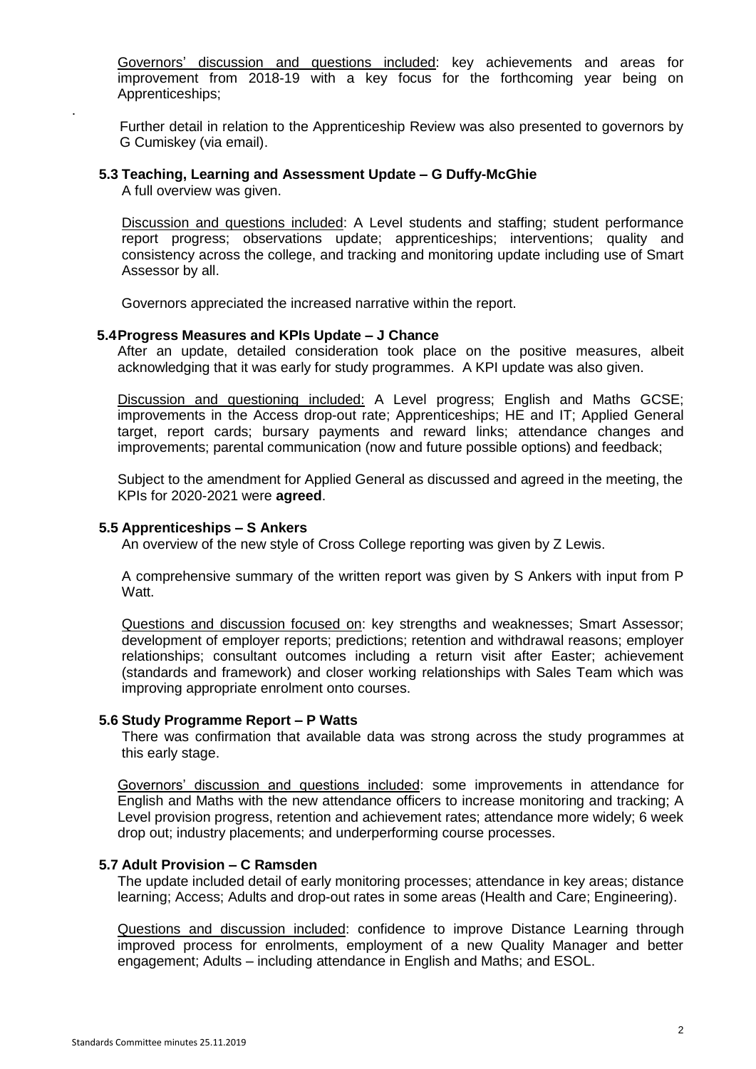Governors' discussion and questions included: key achievements and areas for improvement from 2018-19 with a key focus for the forthcoming year being on Apprenticeships;

.

Further detail in relation to the Apprenticeship Review was also presented to governors by G Cumiskey (via email).

**5.3 Teaching, Learning and Assessment Update – G Duffy-McGhie**

A full overview was given.

Discussion and questions included: A Level students and staffing; student performance report progress; observations update; apprenticeships; interventions; quality and consistency across the college, and tracking and monitoring update including use of Smart Assessor by all.

Governors appreciated the increased narrative within the report.

**5.4 Progress Measures and KPIs Update – J Chance**

After an update, detailed consideration took place on the positive measures, albeit acknowledging that it was early for study programmes. A KPI update was also given.

Discussion and questioning included: A Level progress; English and Maths GCSE; improvements in the Access drop-out rate; Apprenticeships; HE and IT; Applied General target, report cards; bursary payments and reward links; attendance changes and improvements; parental communication (now and future possible options) and feedback;

Subject to the amendment for Applied General as discussed and agreed in the meeting, the KPIs for 2020-2021 were **agreed**.

**5.5 Apprenticeships – S Ankers**

An overview of the new style of Cross College reporting was given by Z Lewis.

A comprehensive summary of the written report was given by S Ankers with input from P Watt.

Questions and discussion focused on: key strengths and weaknesses; Smart Assessor; development of employer reports; predictions; retention and withdrawal reasons; employer relationships; consultant outcomes including a return visit after Easter; achievement (standards and framework) and closer working relationships with Sales Team which was improving appropriate enrolment onto courses.

**5.6 Study Programme Report – P Watts**

There was confirmation that available data was strong across the study programmes at this early stage.

Governors' discussion and questions included: some improvements in attendance for English and Maths with the new attendance officers to increase monitoring and tracking; A Level provision progress, retention and achievement rates; attendance more widely; 6 week drop out; industry placements; and underperforming course processes.

**5.7 Adult Provision – C Ramsden**

The update included detail of early monitoring processes; attendance in key areas; distance learning; Access; Adults and drop-out rates in some areas (Health and Care; Engineering).

Questions and discussion included: confidence to improve Distance Learning through improved process for enrolments, employment of a new Quality Manager and better engagement; Adults – including attendance in English and Maths; and ESOL.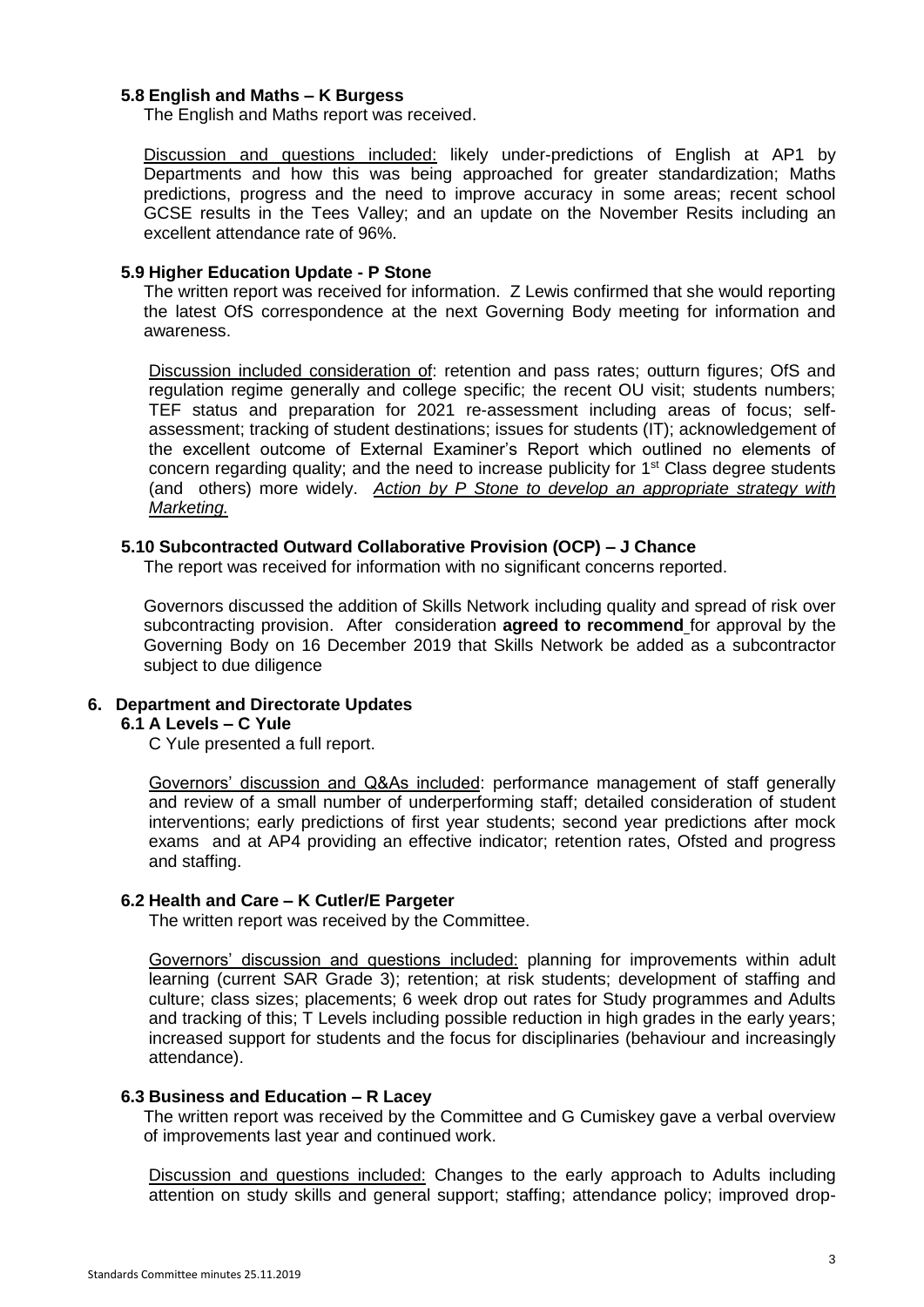### 5.8 English and Maths – K Burgess

The English and Maths report was received.

Discussion and questions included: likely under-predictions of English at AP1 by Departments and how this was being approached for greater standardization; Maths predictions, progress and the need to improve accuracy in some areas; recent school GCSE results in the Tees Valley; and an update on the November Resits including an excellent attendance rate of 96%.

### 5.9 Higher Education Update - P Stone

The written report was received for information. Z Lewis confirmed that she would reporting the latest OfS correspondence at the next Governing Body meeting for information and awareness.

Discussion included consideration of: retention and pass rates; outturn figures; OfS and regulation regime generally and college specific; the recent OU visit; students numbers; TEF status and preparation for 2021 re-assessment including areas of focus; self-assessment; tracking of student destinations; issues for students (IT); acknowledgement of the excellent outcome of External Examiner's Report which outlined no elements of concern regarding quality; and the need to increase publicity for 1st Class degree students (and others) more widely. *Action by P Stone to develop an appropriate strategy with Marketing.*

### 5.10 Subcontracted Outward Collaborative Provision (OCP) – J Chance

The report was received for information with no significant concerns reported.

Governors discussed the addition of Skills Network including quality and spread of risk over subcontracting provision. After consideration **agreed to recommend** for approval by the Governing Body on 16 December 2019 that Skills Network be added as a subcontractor subject to due diligence

## 6. Department and Directorate Updates

### 6.1 A Levels – C Yule

C Yule presented a full report.

Governors' discussion and Q&As included: performance management of staff generally and review of a small number of underperforming staff; detailed consideration of student interventions; early predictions of first year students; second year predictions after mock exams and at AP4 providing an effective indicator; retention rates, Ofsted and progress and staffing.

### 6.2 Health and Care – K Cutler/E Pargeter

The written report was received by the Committee.

Governors' discussion and questions included: planning for improvements within adult learning (current SAR Grade 3); retention; at risk students; development of staffing and culture; class sizes; placements; 6 week drop out rates for Study programmes and Adults and tracking of this; T Levels including possible reduction in high grades in the early years; increased support for students and the focus for disciplinaries (behaviour and increasingly attendance).

### 6.3 Business and Education – R Lacey

The written report was received by the Committee and G Cumiskey gave a verbal overview of improvements last year and continued work.

Discussion and questions included: Changes to the early approach to Adults including attention on study skills and general support; staffing; attendance policy; improved drop-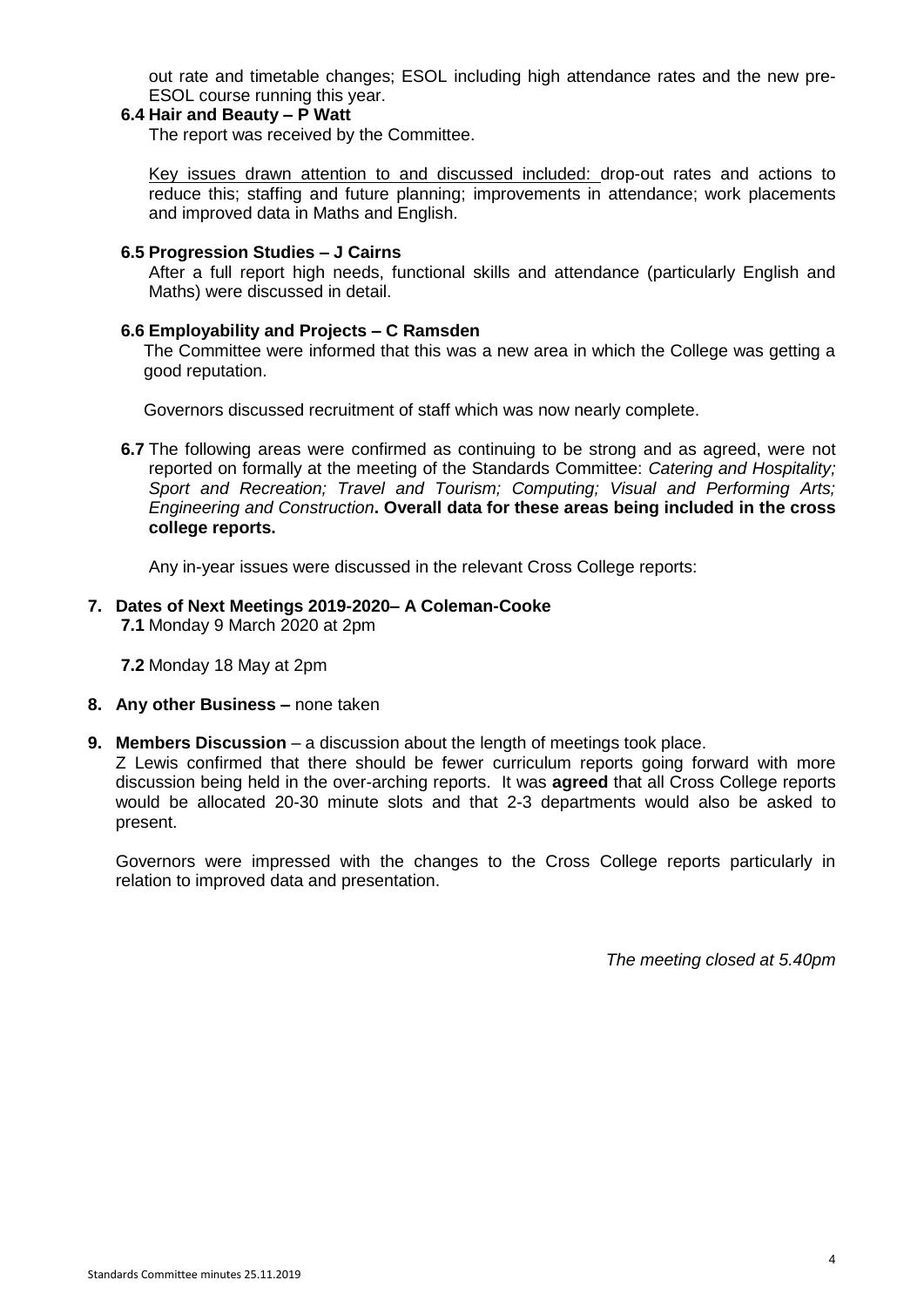out rate and timetable changes; ESOL including high attendance rates and the new pre-ESOL course running this year.

**6.4 Hair and Beauty – P Watt**

The report was received by the Committee.

Key issues drawn attention to and discussed included: drop-out rates and actions to reduce this; staffing and future planning; improvements in attendance; work placements and improved data in Maths and English.

**6.5 Progression Studies – J Cairns**

After a full report high needs, functional skills and attendance (particularly English and Maths) were discussed in detail.

**6.6 Employability and Projects – C Ramsden**

The Committee were informed that this was a new area in which the College was getting a good reputation.

Governors discussed recruitment of staff which was now nearly complete.

**6.7** The following areas were confirmed as continuing to be strong and as agreed, were not reported on formally at the meeting of the Standards Committee: *Catering and Hospitality; Sport and Recreation; Travel and Tourism; Computing; Visual and Performing Arts; Engineering and Construction*. **Overall data for these areas being included in the cross college reports.**

Any in-year issues were discussed in the relevant Cross College reports:

**7. Dates of Next Meetings 2019-2020– A Coleman-Cooke**

**7.1** Monday 9 March 2020 at 2pm

**7.2** Monday 18 May at 2pm

**8. Any other Business –** none taken

**9. Members Discussion** – a discussion about the length of meetings took place.

Z Lewis confirmed that there should be fewer curriculum reports going forward with more discussion being held in the over-arching reports. It was **agreed** that all Cross College reports would be allocated 20-30 minute slots and that 2-3 departments would also be asked to present.

Governors were impressed with the changes to the Cross College reports particularly in relation to improved data and presentation.

*The meeting closed at 5.40pm*